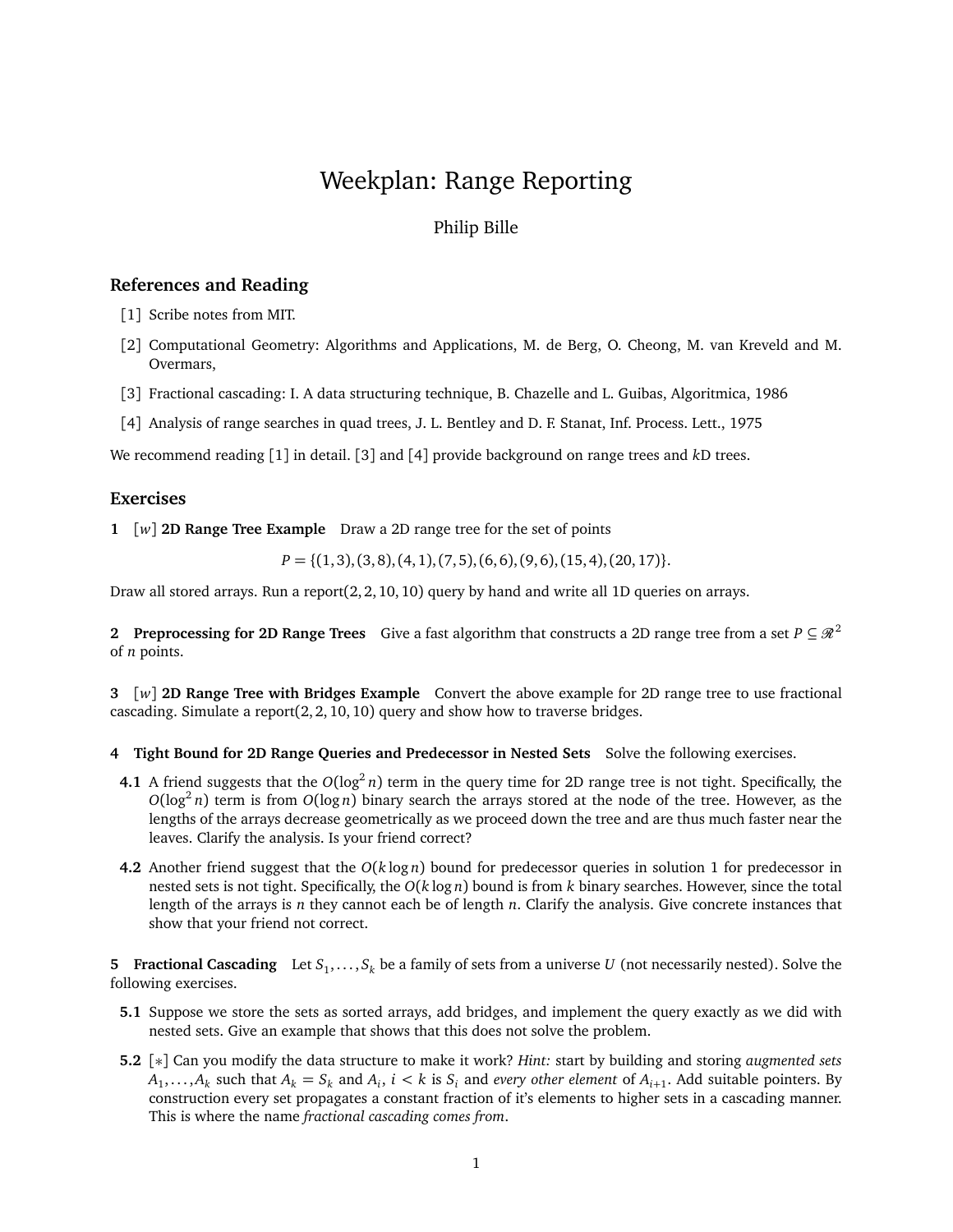# Weekplan: Range Reporting

Philip Bille

## References and Reading

[1] Scribe notes from MIT.

[2] Computational Geometry: Algorithms and Applications, M. de Berg, O. Cheong, M. van Kreveld and M. Overmars,

[3] Fractional cascading: I. A data structuring technique, B. Chazelle and L. Guibas, Algoritmica, 1986

[4] Analysis of range searches in quad trees, J. L. Bentley and D. F. Stanat, Inf. Process. Lett., 1975

We recommend reading [1] in detail. [3] and [4] provide background on range trees and $k$D trees.

## Exercises

**1** [$w$] **2D Range Tree Example** Draw a 2D range tree for the set of points

$$P = \{(1,3),(3,8),(4,1),(7,5),(6,6),(9,6),(15,4),(20,17)\}.$$

Draw all stored arrays. Run a report$(2,2,10,10)$ query by hand and write all 1D queries on arrays.

**2 Preprocessing for 2D Range Trees** Give a fast algorithm that constructs a 2D range tree from a set $P \subseteq \mathcal{R}^2$ of $n$ points.

**3** [$w$] **2D Range Tree with Bridges Example** Convert the above example for 2D range tree to use fractional cascading. Simulate a report$(2,2,10,10)$ query and show how to traverse bridges.

**4 Tight Bound for 2D Range Queries and Predecessor in Nested Sets** Solve the following exercises.

**4.1** A friend suggests that the $O(\log^2 n)$ term in the query time for 2D range tree is not tight. Specifically, the $O(\log^2 n)$ term is from $O(\log n)$ binary search the arrays stored at the node of the tree. However, as the lengths of the arrays decrease geometrically as we proceed down the tree and are thus much faster near the leaves. Clarify the analysis. Is your friend correct?

**4.2** Another friend suggest that the $O(k \log n)$ bound for predecessor queries in solution 1 for predecessor in nested sets is not tight. Specifically, the $O(k \log n)$ bound is from $k$ binary searches. However, since the total length of the arrays is $n$ they cannot each be of length $n$. Clarify the analysis. Give concrete instances that show that your friend not correct.

**5 Fractional Cascading** Let $S_1, \ldots, S_k$ be a family of sets from a universe $U$ (not necessarily nested). Solve the following exercises.

**5.1** Suppose we store the sets as sorted arrays, add bridges, and implement the query exactly as we did with nested sets. Give an example that shows that this does not solve the problem.

**5.2** [$*$] Can you modify the data structure to make it work? *Hint:* start by building and storing *augmented sets* $A_1, \ldots, A_k$ such that $A_k = S_k$ and $A_i$, $i < k$ is $S_i$ and *every other element* of $A_{i+1}$. Add suitable pointers. By construction every set propagates a constant fraction of it's elements to higher sets in a cascading manner. This is where the name *fractional cascading comes from*.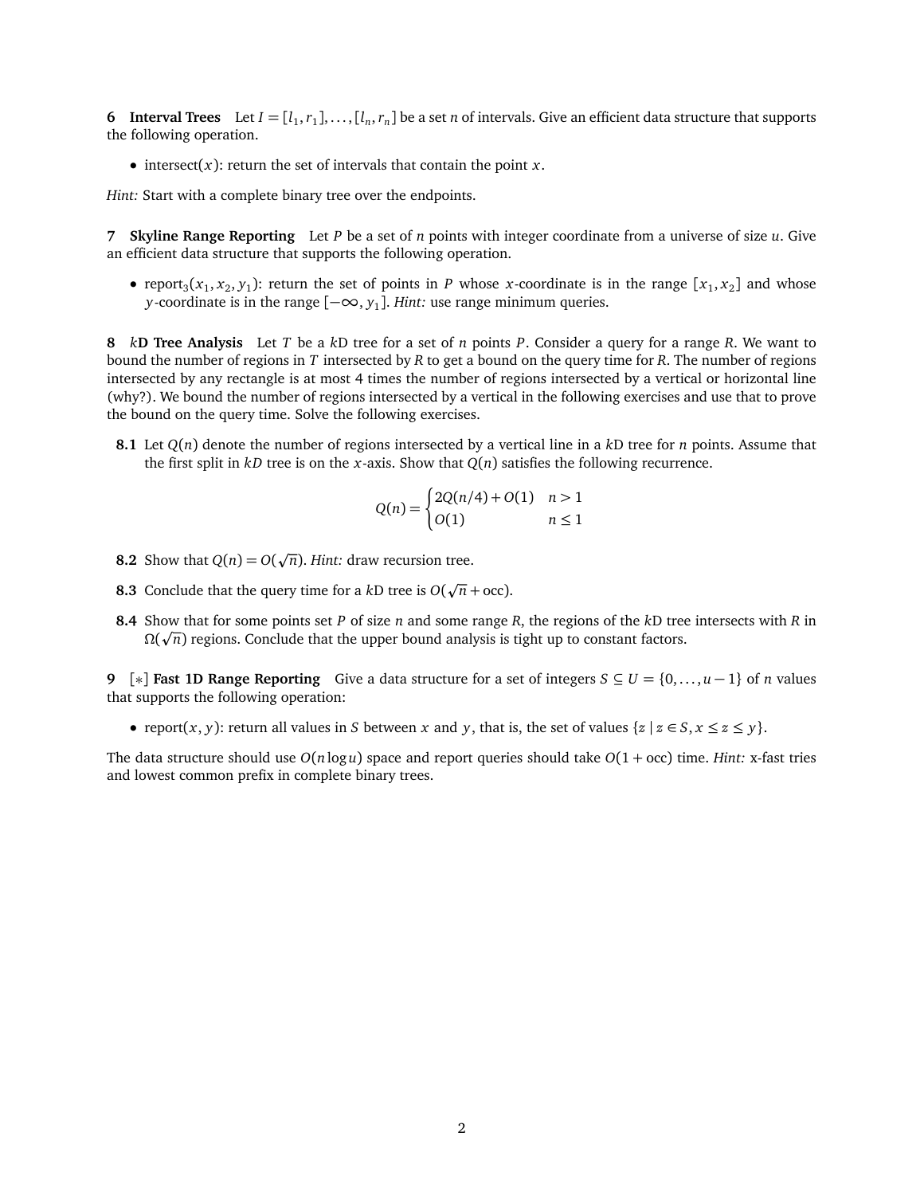**6 Interval Trees** Let $I = [l_1, r_1], \ldots, [l_n, r_n]$ be a set $n$ of intervals. Give an efficient data structure that supports the following operation.

- intersect($x$): return the set of intervals that contain the point $x$.

*Hint:* Start with a complete binary tree over the endpoints.

**7 Skyline Range Reporting** Let $P$ be a set of $n$ points with integer coordinate from a universe of size $u$. Give an efficient data structure that supports the following operation.

- report$_3(x_1, x_2, y_1)$: return the set of points in $P$ whose $x$-coordinate is in the range $[x_1, x_2]$ and whose $y$-coordinate is in the range $[-\infty, y_1]$. *Hint:* use range minimum queries.

**8 $k$D Tree Analysis** Let $T$ be a $k$D tree for a set of $n$ points $P$. Consider a query for a range $R$. We want to bound the number of regions in $T$ intersected by $R$ to get a bound on the query time for $R$. The number of regions intersected by any rectangle is at most 4 times the number of regions intersected by a vertical or horizontal line (why?). We bound the number of regions intersected by a vertical in the following exercises and use that to prove the bound on the query time. Solve the following exercises.

**8.1** Let $Q(n)$ denote the number of regions intersected by a vertical line in a $k$D tree for $n$ points. Assume that the first split in $kD$ tree is on the $x$-axis. Show that $Q(n)$ satisfies the following recurrence.

$$Q(n) = \begin{cases} 2Q(n/4) + O(1) & n > 1 \\ O(1) & n \leq 1 \end{cases}$$

**8.2** Show that $Q(n) = O(\sqrt{n})$. *Hint:* draw recursion tree.

**8.3** Conclude that the query time for a $k$D tree is $O(\sqrt{n} + \text{occ})$.

**8.4** Show that for some points set $P$ of size $n$ and some range $R$, the regions of the $k$D tree intersects with $R$ in $\Omega(\sqrt{n})$ regions. Conclude that the upper bound analysis is tight up to constant factors.

**9 [$*$] Fast 1D Range Reporting** Give a data structure for a set of integers $S \subseteq U = \{0, \ldots, u-1\}$ of $n$ values that supports the following operation:

- report($x, y$): return all values in $S$ between $x$ and $y$, that is, the set of values $\{z \mid z \in S, x \leq z \leq y\}$.

The data structure should use $O(n \log u)$ space and report queries should take $O(1 + \text{occ})$ time. *Hint:* x-fast tries and lowest common prefix in complete binary trees.